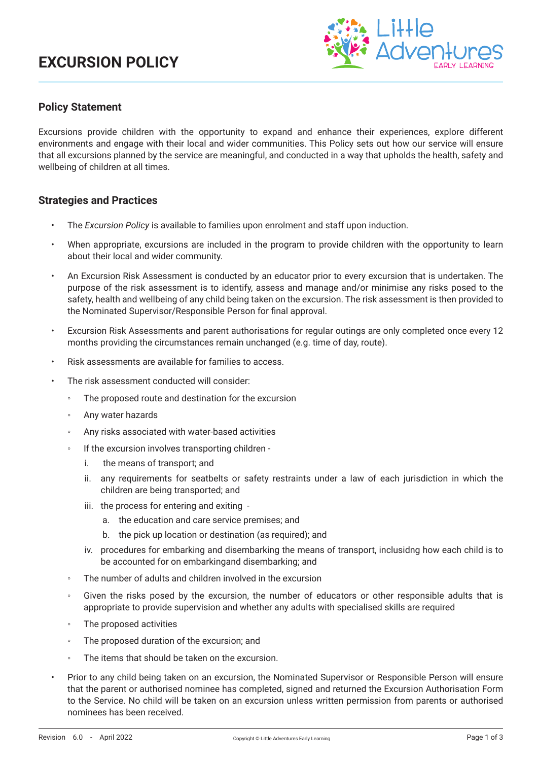# EXCURSION POLICY

## Policy Statement

Excursions provide children with the opportunity to expand and enhance their experiences, explore different environments and engage with their local and wider communities. This Policy sets out how our service will ensure that all excursions planned by the service are meaningful, and conducted in a way that upholds the health, safety and wellbeing of children at all times.

## Strategies and Practices

- The *Excursion Policy* is available to families upon enrolment and staff upon induction.
- When appropriate, excursions are included in the program to provide children with the opportunity to learn about their local and wider community.
- An Excursion Risk Assessment is conducted by an educator prior to every excursion that is undertaken. The purpose of the risk assessment is to identify, assess and manage and/or minimise any risks posed to the safety, health and wellbeing of any child being taken on the excursion. The risk assessment is then provided to the Nominated Supervisor/Responsible Person for final approval.
- Excursion Risk Assessments and parent authorisations for regular outings are only completed once every 12 months providing the circumstances remain unchanged (e.g. time of day, route).
- Risk assessments are available for families to access.
- The risk assessment conducted will consider:
    - The proposed route and destination for the excursion
    - Any water hazards
    - Any risks associated with water-based activities
    - If the excursion involves transporting children -
        1. the means of transport; and
        2. any requirements for seatbelts or safety restraints under a law of each jurisdiction in which the children are being transported; and
        3. the process for entering and exiting -
            a. the education and care service premises; and
            b. the pick up location or destination (as required); and
        4. procedures for embarking and disembarking the means of transport, inclusidng how each child is to be accounted for on embarkingand disembarking; and
    - The number of adults and children involved in the excursion
    - Given the risks posed by the excursion, the number of educators or other responsible adults that is appropriate to provide supervision and whether any adults with specialised skills are required
    - The proposed activities
    - The proposed duration of the excursion; and
    - The items that should be taken on the excursion.
- Prior to any child being taken on an excursion, the Nominated Supervisor or Responsible Person will ensure that the parent or authorised nominee has completed, signed and returned the Excursion Authorisation Form to the Service. No child will be taken on an excursion unless written permission from parents or authorised nominees has been received.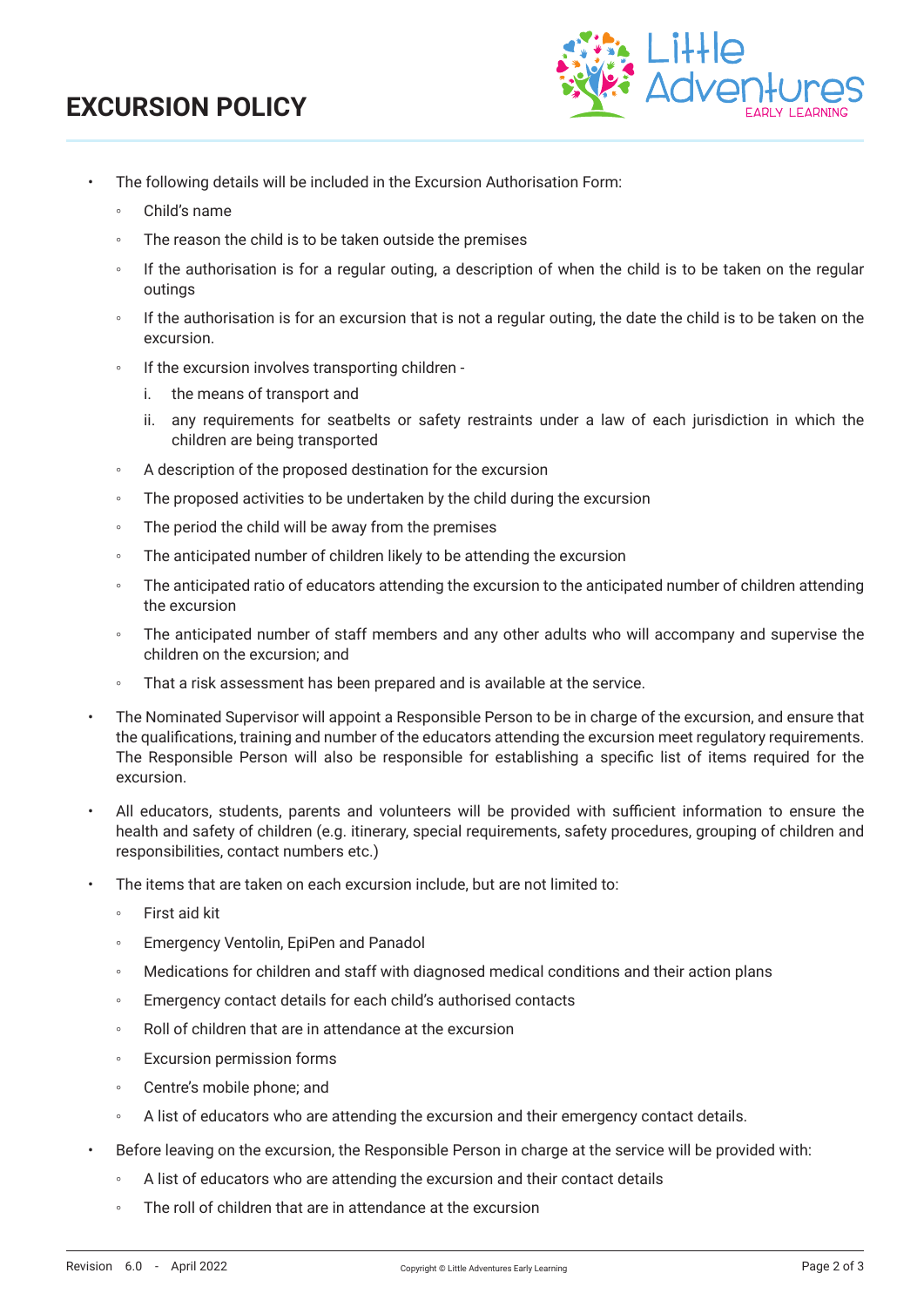- The following details will be included in the Excursion Authorisation Form:
  - Child's name
  - The reason the child is to be taken outside the premises
  - If the authorisation is for a regular outing, a description of when the child is to be taken on the regular outings
  - If the authorisation is for an excursion that is not a regular outing, the date the child is to be taken on the excursion.
  - If the excursion involves transporting children -
    1. the means of transport and
    2. any requirements for seatbelts or safety restraints under a law of each jurisdiction in which the children are being transported
  - A description of the proposed destination for the excursion
  - The proposed activities to be undertaken by the child during the excursion
  - The period the child will be away from the premises
  - The anticipated number of children likely to be attending the excursion
  - The anticipated ratio of educators attending the excursion to the anticipated number of children attending the excursion
  - The anticipated number of staff members and any other adults who will accompany and supervise the children on the excursion; and
  - That a risk assessment has been prepared and is available at the service.
- The Nominated Supervisor will appoint a Responsible Person to be in charge of the excursion, and ensure that the qualifications, training and number of the educators attending the excursion meet regulatory requirements. The Responsible Person will also be responsible for establishing a specific list of items required for the excursion.
- All educators, students, parents and volunteers will be provided with sufficient information to ensure the health and safety of children (e.g. itinerary, special requirements, safety procedures, grouping of children and responsibilities, contact numbers etc.)
- The items that are taken on each excursion include, but are not limited to:
  - First aid kit
  - Emergency Ventolin, EpiPen and Panadol
  - Medications for children and staff with diagnosed medical conditions and their action plans
  - Emergency contact details for each child's authorised contacts
  - Roll of children that are in attendance at the excursion
  - Excursion permission forms
  - Centre's mobile phone; and
  - A list of educators who are attending the excursion and their emergency contact details.
- Before leaving on the excursion, the Responsible Person in charge at the service will be provided with:
  - A list of educators who are attending the excursion and their contact details
  - The roll of children that are in attendance at the excursion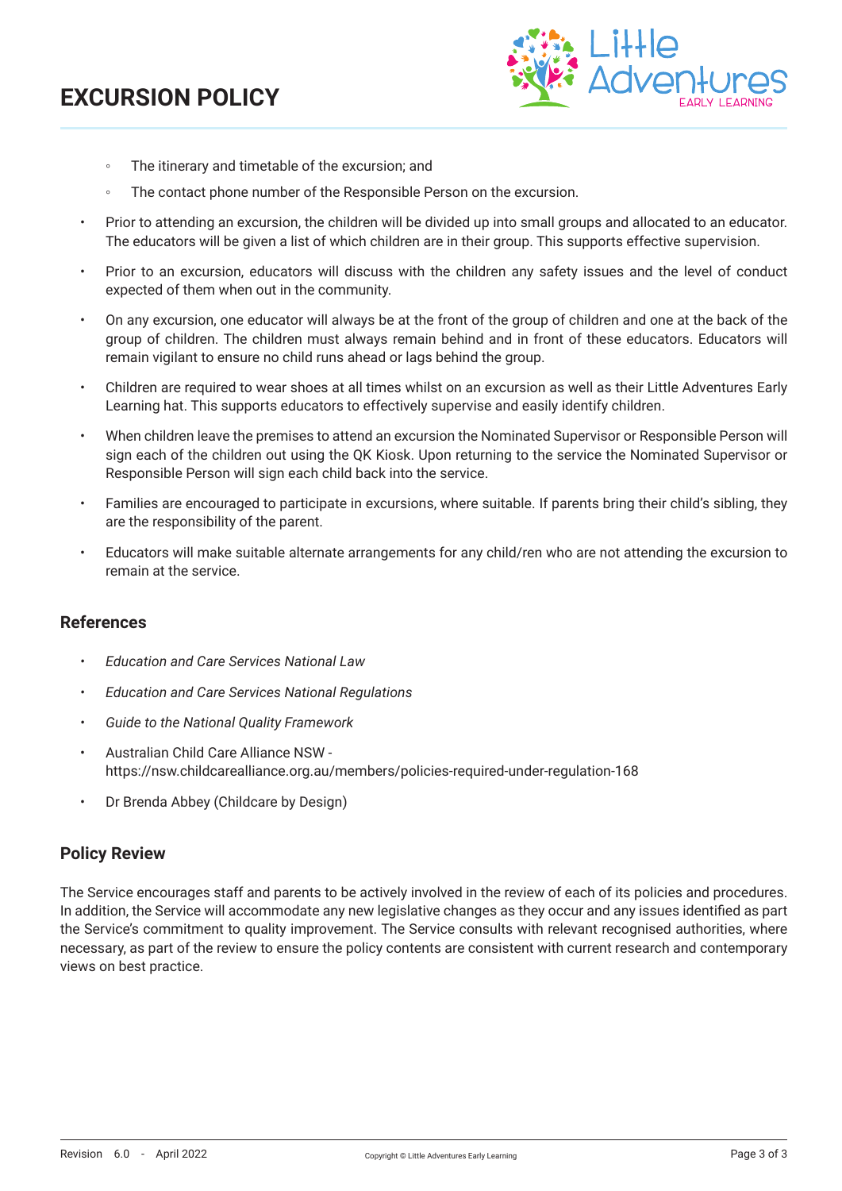- The itinerary and timetable of the excursion; and
  - The contact phone number of the Responsible Person on the excursion.
- Prior to attending an excursion, the children will be divided up into small groups and allocated to an educator. The educators will be given a list of which children are in their group. This supports effective supervision.
- Prior to an excursion, educators will discuss with the children any safety issues and the level of conduct expected of them when out in the community.
- On any excursion, one educator will always be at the front of the group of children and one at the back of the group of children. The children must always remain behind and in front of these educators. Educators will remain vigilant to ensure no child runs ahead or lags behind the group.
- Children are required to wear shoes at all times whilst on an excursion as well as their Little Adventures Early Learning hat. This supports educators to effectively supervise and easily identify children.
- When children leave the premises to attend an excursion the Nominated Supervisor or Responsible Person will sign each of the children out using the QK Kiosk. Upon returning to the service the Nominated Supervisor or Responsible Person will sign each child back into the service.
- Families are encouraged to participate in excursions, where suitable. If parents bring their child's sibling, they are the responsibility of the parent.
- Educators will make suitable alternate arrangements for any child/ren who are not attending the excursion to remain at the service.

## References

- *Education and Care Services National Law*
- *Education and Care Services National Regulations*
- *Guide to the National Quality Framework*
- Australian Child Care Alliance NSW - https://nsw.childcarealliance.org.au/members/policies-required-under-regulation-168
- Dr Brenda Abbey (Childcare by Design)

## Policy Review

The Service encourages staff and parents to be actively involved in the review of each of its policies and procedures. In addition, the Service will accommodate any new legislative changes as they occur and any issues identified as part the Service's commitment to quality improvement. The Service consults with relevant recognised authorities, where necessary, as part of the review to ensure the policy contents are consistent with current research and contemporary views on best practice.